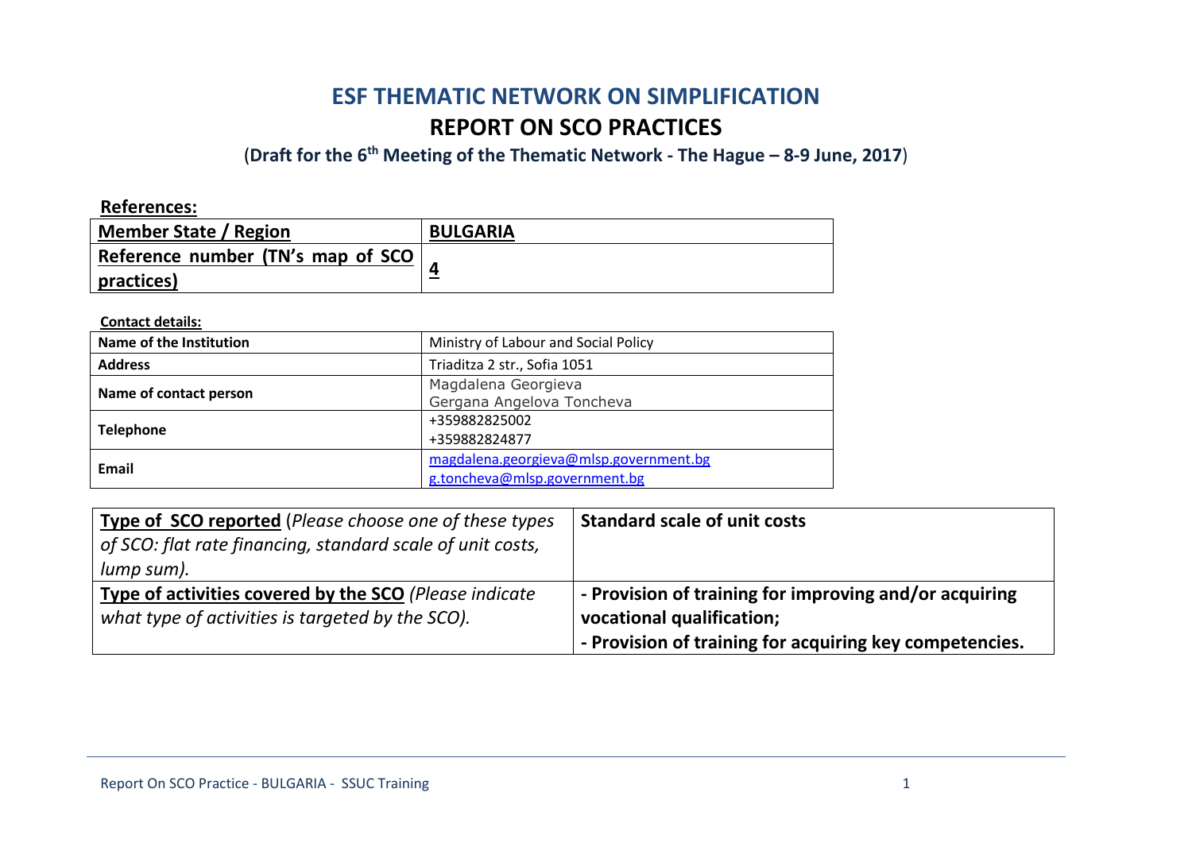# ESF THEMATIC NETWORK ON SIMPLIFICATION

## REPORT ON SCO PRACTICES

(**Draft for the 6th Meeting of the Thematic Network - The Hague – 8-9 June, 2017**)

**References:**

| **Member State / Region** | **BULGARIA** |
|---|---|
| **Reference number (TN's map of SCO practices)** | **4** |

**Contact details:**

| **Name of the Institution** | Ministry of Labour and Social Policy |
|---|---|
| **Address** | Triaditza 2 str., Sofia 1051 |
| **Name of contact person** | Magdalena Georgieva<br>Gergana Angelova Toncheva |
| **Telephone** | +359882825002<br>+359882824877 |
| **Email** | magdalena.georgieva@mlsp.government.bg<br>g.toncheva@mlsp.government.bg |

| **Type of SCO reported** (*Please choose one of these types of SCO: flat rate financing, standard scale of unit costs, lump sum).* | **Standard scale of unit costs** |
|---|---|
| **Type of activities covered by the SCO** *(Please indicate what type of activities is targeted by the SCO).* | **- Provision of training for improving and/or acquiring vocational qualification;**<br>**- Provision of training for acquiring key competencies.** |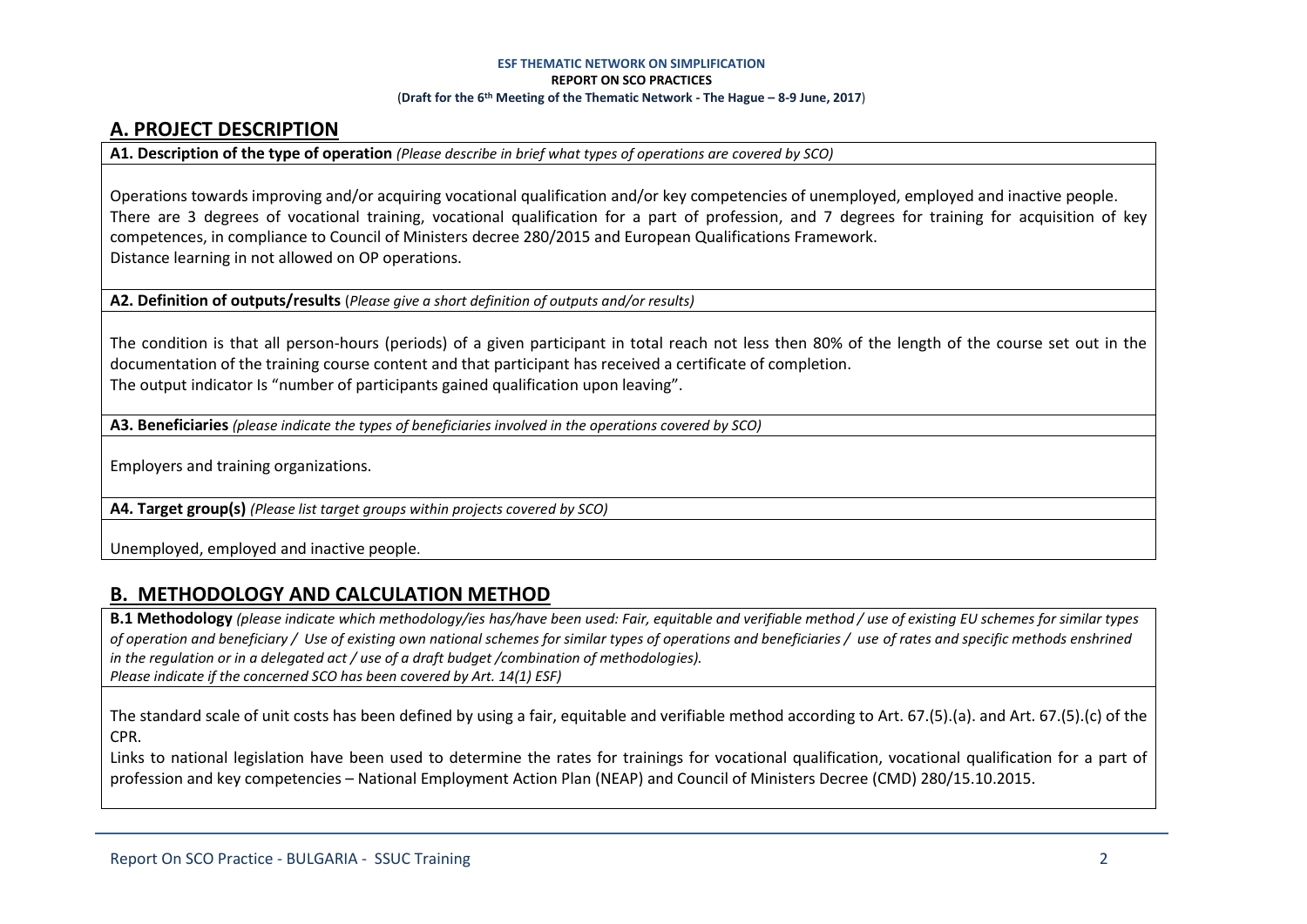**ESF THEMATIC NETWORK ON SIMPLIFICATION**

**REPORT ON SCO PRACTICES**

(**Draft for the 6th Meeting of the Thematic Network - The Hague – 8-9 June, 2017**)

## A. PROJECT DESCRIPTION

**A1. Description of the type of operation** *(Please describe in brief what types of operations are covered by SCO)*

Operations towards improving and/or acquiring vocational qualification and/or key competencies of unemployed, employed and inactive people.
There are 3 degrees of vocational training, vocational qualification for a part of profession, and 7 degrees for training for acquisition of key competences, in compliance to Council of Ministers decree 280/2015 and European Qualifications Framework.
Distance learning in not allowed on OP operations.

**A2. Definition of outputs/results** (*Please give a short definition of outputs and/or results)*

The condition is that all person-hours (periods) of a given participant in total reach not less then 80% of the length of the course set out in the documentation of the training course content and that participant has received a certificate of completion.
The output indicator Is "number of participants gained qualification upon leaving".

**A3. Beneficiaries** *(please indicate the types of beneficiaries involved in the operations covered by SCO)*

Employers and training organizations.

**A4. Target group(s)** *(Please list target groups within projects covered by SCO)*

Unemployed, employed and inactive people.

## B. METHODOLOGY AND CALCULATION METHOD

**B.1 Methodology** *(please indicate which methodology/ies has/have been used: Fair, equitable and verifiable method / use of existing EU schemes for similar types of operation and beneficiary / Use of existing own national schemes for similar types of operations and beneficiaries / use of rates and specific methods enshrined in the regulation or in a delegated act / use of a draft budget /combination of methodologies).*
*Please indicate if the concerned SCO has been covered by Art. 14(1) ESF)*

The standard scale of unit costs has been defined by using a fair, equitable and verifiable method according to Art. 67.(5).(a). and Art. 67.(5).(c) of the CPR.
Links to national legislation have been used to determine the rates for trainings for vocational qualification, vocational qualification for a part of profession and key competencies – National Employment Action Plan (NEAP) and Council of Ministers Decree (CMD) 280/15.10.2015.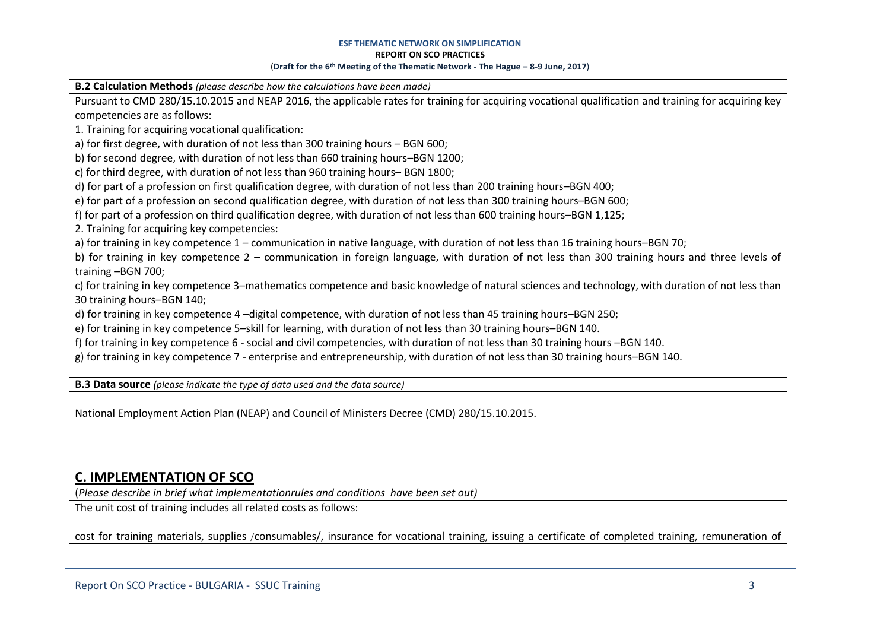**B.2 Calculation Methods** *(please describe how the calculations have been made)*

Pursuant to CMD 280/15.10.2015 and NEAP 2016, the applicable rates for training for acquiring vocational qualification and training for acquiring key competencies are as follows:

1. Training for acquiring vocational qualification:

a) for first degree, with duration of not less than 300 training hours – BGN 600;

b) for second degree, with duration of not less than 660 training hours–BGN 1200;

c) for third degree, with duration of not less than 960 training hours– BGN 1800;

d) for part of a profession on first qualification degree, with duration of not less than 200 training hours–BGN 400;

e) for part of a profession on second qualification degree, with duration of not less than 300 training hours–BGN 600;

f) for part of a profession on third qualification degree, with duration of not less than 600 training hours–BGN 1,125;

2. Training for acquiring key competencies:

a) for training in key competence 1 – communication in native language, with duration of not less than 16 training hours–BGN 70;

b) for training in key competence 2 – communication in foreign language, with duration of not less than 300 training hours and three levels of training –BGN 700;

c) for training in key competence 3–mathematics competence and basic knowledge of natural sciences and technology, with duration of not less than 30 training hours–BGN 140;

d) for training in key competence 4 –digital competence, with duration of not less than 45 training hours–BGN 250;

e) for training in key competence 5–skill for learning, with duration of not less than 30 training hours–BGN 140.

f) for training in key competence 6 - social and civil competencies, with duration of not less than 30 training hours –BGN 140.

g) for training in key competence 7 - enterprise and entrepreneurship, with duration of not less than 30 training hours–BGN 140.

**B.3 Data source** *(please indicate the type of data used and the data source)*

National Employment Action Plan (NEAP) and Council of Ministers Decree (CMD) 280/15.10.2015.

## C. IMPLEMENTATION OF SCO

(*Please describe in brief what implementationrules and conditions have been set out)*

The unit cost of training includes all related costs as follows:

cost for training materials, supplies /consumables/, insurance for vocational training, issuing a certificate of completed training, remuneration of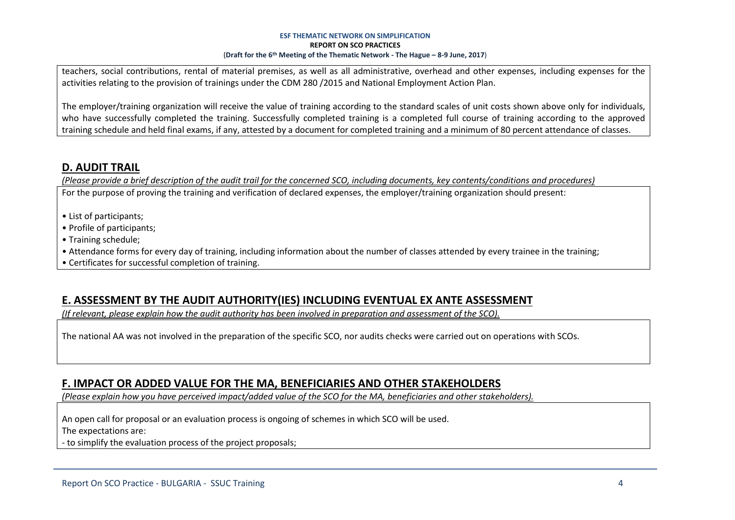teachers, social contributions, rental of material premises, as well as all administrative, overhead and other expenses, including expenses for the activities relating to the provision of trainings under the CDM 280 /2015 and National Employment Action Plan.

The employer/training organization will receive the value of training according to the standard scales of unit costs shown above only for individuals, who have successfully completed the training. Successfully completed training is a completed full course of training according to the approved training schedule and held final exams, if any, attested by a document for completed training and a minimum of 80 percent attendance of classes.

## D. AUDIT TRAIL

*(Please provide a brief description of the audit trail for the concerned SCO, including documents, key contents/conditions and procedures)*

For the purpose of proving the training and verification of declared expenses, the employer/training organization should present:

- List of participants;
- Profile of participants;
- Training schedule;
- Attendance forms for every day of training, including information about the number of classes attended by every trainee in the training;
- Certificates for successful completion of training.

## E. ASSESSMENT BY THE AUDIT AUTHORITY(IES) INCLUDING EVENTUAL EX ANTE ASSESSMENT

*(If relevant, please explain how the audit authority has been involved in preparation and assessment of the SCO).*

The national AA was not involved in the preparation of the specific SCO, nor audits checks were carried out on operations with SCOs.

## F. IMPACT OR ADDED VALUE FOR THE MA, BENEFICIARIES AND OTHER STAKEHOLDERS

*(Please explain how you have perceived impact/added value of the SCO for the MA, beneficiaries and other stakeholders).*

An open call for proposal or an evaluation process is ongoing of schemes in which SCO will be used.

The expectations are:

- to simplify the evaluation process of the project proposals;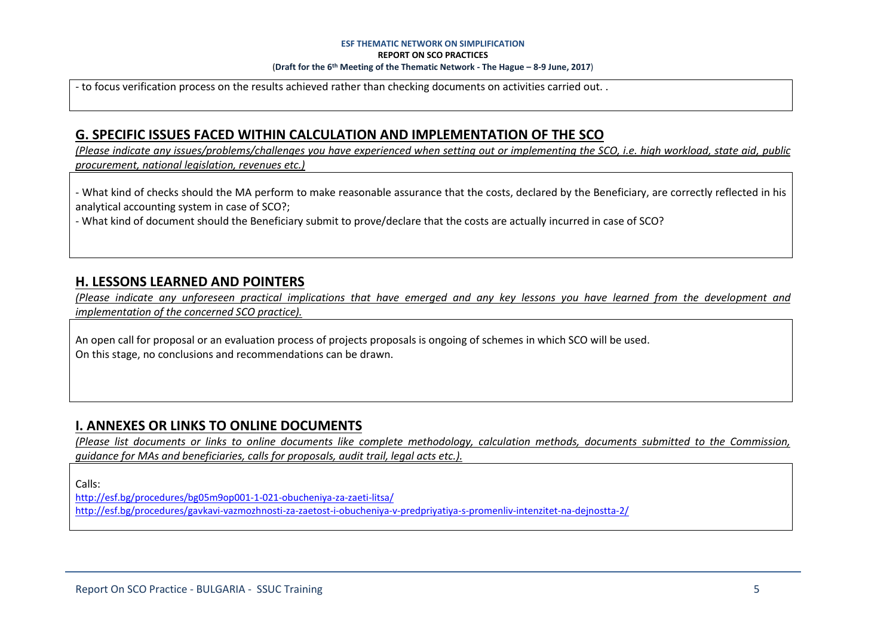- to focus verification process on the results achieved rather than checking documents on activities carried out. .

## G. SPECIFIC ISSUES FACED WITHIN CALCULATION AND IMPLEMENTATION OF THE SCO

*(Please indicate any issues/problems/challenges you have experienced when setting out or implementing the SCO, i.e. high workload, state aid, public procurement, national legislation, revenues etc.)*

- What kind of checks should the MA perform to make reasonable assurance that the costs, declared by the Beneficiary, are correctly reflected in his analytical accounting system in case of SCO?;
- What kind of document should the Beneficiary submit to prove/declare that the costs are actually incurred in case of SCO?

## H. LESSONS LEARNED AND POINTERS

*(Please indicate any unforeseen practical implications that have emerged and any key lessons you have learned from the development and implementation of the concerned SCO practice).*

An open call for proposal or an evaluation process of projects proposals is ongoing of schemes in which SCO will be used.
On this stage, no conclusions and recommendations can be drawn.

## I. ANNEXES OR LINKS TO ONLINE DOCUMENTS

*(Please list documents or links to online documents like complete methodology, calculation methods, documents submitted to the Commission, guidance for MAs and beneficiaries, calls for proposals, audit trail, legal acts etc.).*

Calls:
http://esf.bg/procedures/bg05m9op001-1-021-obucheniya-za-zaeti-litsa/
http://esf.bg/procedures/gavkavi-vazmozhnosti-za-zaetost-i-obucheniya-v-predpriyatiya-s-promenliv-intenzitet-na-dejnostta-2/